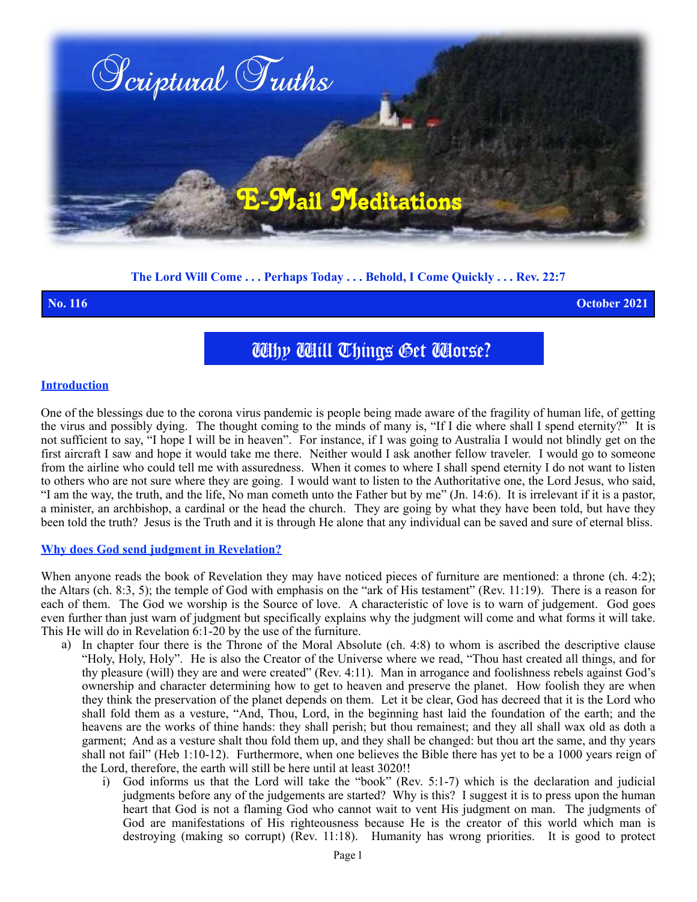# Scriptural Truths

## E-Mail Meditations

**The Lord Will Come . . . Perhaps Today . . . Behold, I Come Quickly . . . Rev. 22:7**

**No. 116** **October 2021**

# Why Will Things Get Worse?

### Introduction

One of the blessings due to the corona virus pandemic is people being made aware of the fragility of human life, of getting the virus and possibly dying. The thought coming to the minds of many is, "If I die where shall I spend eternity?" It is not sufficient to say, "I hope I will be in heaven". For instance, if I was going to Australia I would not blindly get on the first aircraft I saw and hope it would take me there. Neither would I ask another fellow traveler. I would go to someone from the airline who could tell me with assuredness. When it comes to where I shall spend eternity I do not want to listen to others who are not sure where they are going. I would want to listen to the Authoritative one, the Lord Jesus, who said, "I am the way, the truth, and the life, No man cometh unto the Father but by me" (Jn. 14:6). It is irrelevant if it is a pastor, a minister, an archbishop, a cardinal or the head the church. They are going by what they have been told, but have they been told the truth? Jesus is the Truth and it is through He alone that any individual can be saved and sure of eternal bliss.

### Why does God send judgment in Revelation?

When anyone reads the book of Revelation they may have noticed pieces of furniture are mentioned: a throne (ch. 4:2); the Altars (ch. 8:3, 5); the temple of God with emphasis on the "ark of His testament" (Rev. 11:19). There is a reason for each of them. The God we worship is the Source of love. A characteristic of love is to warn of judgement. God goes even further than just warn of judgment but specifically explains why the judgment will come and what forms it will take. This He will do in Revelation 6:1-20 by the use of the furniture.

a) In chapter four there is the Throne of the Moral Absolute (ch. 4:8) to whom is ascribed the descriptive clause "Holy, Holy, Holy". He is also the Creator of the Universe where we read, "Thou hast created all things, and for thy pleasure (will) they are and were created" (Rev. 4:11). Man in arrogance and foolishness rebels against God's ownership and character determining how to get to heaven and preserve the planet. How foolish they are when they think the preservation of the planet depends on them. Let it be clear, God has decreed that it is the Lord who shall fold them as a vesture, "And, Thou, Lord, in the beginning hast laid the foundation of the earth; and the heavens are the works of thine hands: they shall perish; but thou remainest; and they all shall wax old as doth a garment; And as a vesture shalt thou fold them up, and they shall be changed: but thou art the same, and thy years shall not fail" (Heb 1:10-12). Furthermore, when one believes the Bible there has yet to be a 1000 years reign of the Lord, therefore, the earth will still be here until at least 3020!!

   i) God informs us that the Lord will take the "book" (Rev. 5:1-7) which is the declaration and judicial judgments before any of the judgements are started? Why is this? I suggest it is to press upon the human heart that God is not a flaming God who cannot wait to vent His judgment on man. The judgments of God are manifestations of His righteousness because He is the creator of this world which man is destroying (making so corrupt) (Rev. 11:18). Humanity has wrong priorities. It is good to protect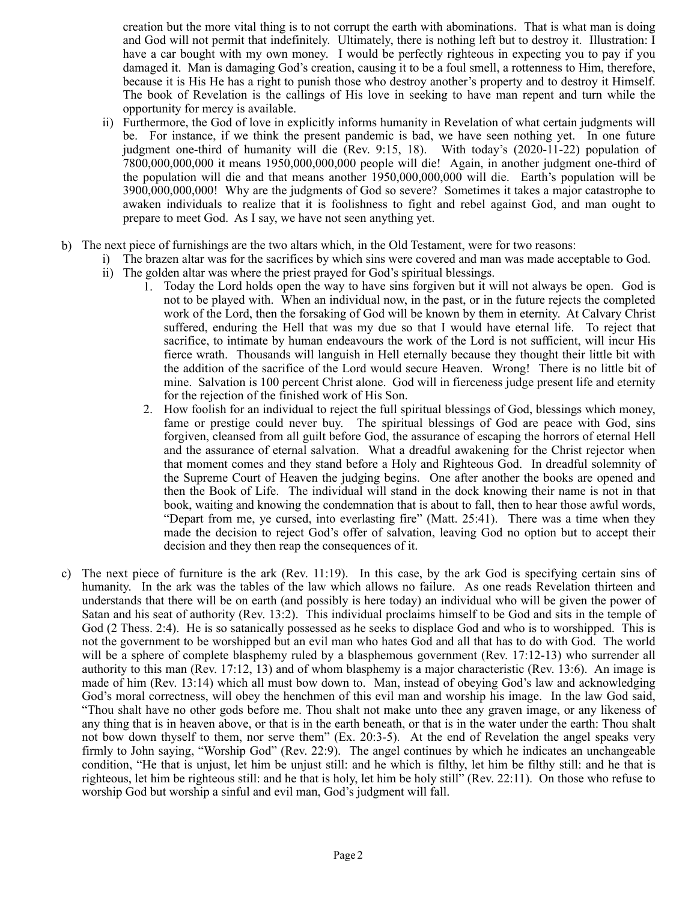creation but the more vital thing is to not corrupt the earth with abominations. That is what man is doing and God will not permit that indefinitely. Ultimately, there is nothing left but to destroy it. Illustration: I have a car bought with my own money. I would be perfectly righteous in expecting you to pay if you damaged it. Man is damaging God's creation, causing it to be a foul smell, a rottenness to Him, therefore, because it is His He has a right to punish those who destroy another's property and to destroy it Himself. The book of Revelation is the callings of His love in seeking to have man repent and turn while the opportunity for mercy is available.

ii) Furthermore, the God of love in explicitly informs humanity in Revelation of what certain judgments will be. For instance, if we think the present pandemic is bad, we have seen nothing yet. In one future judgment one-third of humanity will die (Rev. 9:15, 18). With today's (2020-11-22) population of 7800,000,000,000 it means 1950,000,000,000 people will die! Again, in another judgment one-third of the population will die and that means another 1950,000,000,000 will die. Earth's population will be 3900,000,000,000! Why are the judgments of God so severe? Sometimes it takes a major catastrophe to awaken individuals to realize that it is foolishness to fight and rebel against God, and man ought to prepare to meet God. As I say, we have not seen anything yet.

b) The next piece of furnishings are the two altars which, in the Old Testament, were for two reasons:
   i) The brazen altar was for the sacrifices by which sins were covered and man was made acceptable to God.
   ii) The golden altar was where the priest prayed for God's spiritual blessings.
      1. Today the Lord holds open the way to have sins forgiven but it will not always be open. God is not to be played with. When an individual now, in the past, or in the future rejects the completed work of the Lord, then the forsaking of God will be known by them in eternity. At Calvary Christ suffered, enduring the Hell that was my due so that I would have eternal life. To reject that sacrifice, to intimate by human endeavours the work of the Lord is not sufficient, will incur His fierce wrath. Thousands will languish in Hell eternally because they thought their little bit with the addition of the sacrifice of the Lord would secure Heaven. Wrong! There is no little bit of mine. Salvation is 100 percent Christ alone. God will in fierceness judge present life and eternity for the rejection of the finished work of His Son.
      2. How foolish for an individual to reject the full spiritual blessings of God, blessings which money, fame or prestige could never buy. The spiritual blessings of God are peace with God, sins forgiven, cleansed from all guilt before God, the assurance of escaping the horrors of eternal Hell and the assurance of eternal salvation. What a dreadful awakening for the Christ rejector when that moment comes and they stand before a Holy and Righteous God. In dreadful solemnity of the Supreme Court of Heaven the judging begins. One after another the books are opened and then the Book of Life. The individual will stand in the dock knowing their name is not in that book, waiting and knowing the condemnation that is about to fall, then to hear those awful words, "Depart from me, ye cursed, into everlasting fire" (Matt. 25:41). There was a time when they made the decision to reject God's offer of salvation, leaving God no option but to accept their decision and they then reap the consequences of it.

c) The next piece of furniture is the ark (Rev. 11:19). In this case, by the ark God is specifying certain sins of humanity. In the ark was the tables of the law which allows no failure. As one reads Revelation thirteen and understands that there will be on earth (and possibly is here today) an individual who will be given the power of Satan and his seat of authority (Rev. 13:2). This individual proclaims himself to be God and sits in the temple of God (2 Thess. 2:4). He is so satanically possessed as he seeks to displace God and who is to worshipped. This is not the government to be worshipped but an evil man who hates God and all that has to do with God. The world will be a sphere of complete blasphemy ruled by a blasphemous government (Rev. 17:12-13) who surrender all authority to this man (Rev. 17:12, 13) and of whom blasphemy is a major characteristic (Rev. 13:6). An image is made of him (Rev. 13:14) which all must bow down to. Man, instead of obeying God's law and acknowledging God's moral correctness, will obey the henchmen of this evil man and worship his image. In the law God said, "Thou shalt have no other gods before me. Thou shalt not make unto thee any graven image, or any likeness of any thing that is in heaven above, or that is in the earth beneath, or that is in the water under the earth: Thou shalt not bow down thyself to them, nor serve them" (Ex. 20:3-5). At the end of Revelation the angel speaks very firmly to John saying, "Worship God" (Rev. 22:9). The angel continues by which he indicates an unchangeable condition, "He that is unjust, let him be unjust still: and he which is filthy, let him be filthy still: and he that is righteous, let him be righteous still: and he that is holy, let him be holy still" (Rev. 22:11). On those who refuse to worship God but worship a sinful and evil man, God's judgment will fall.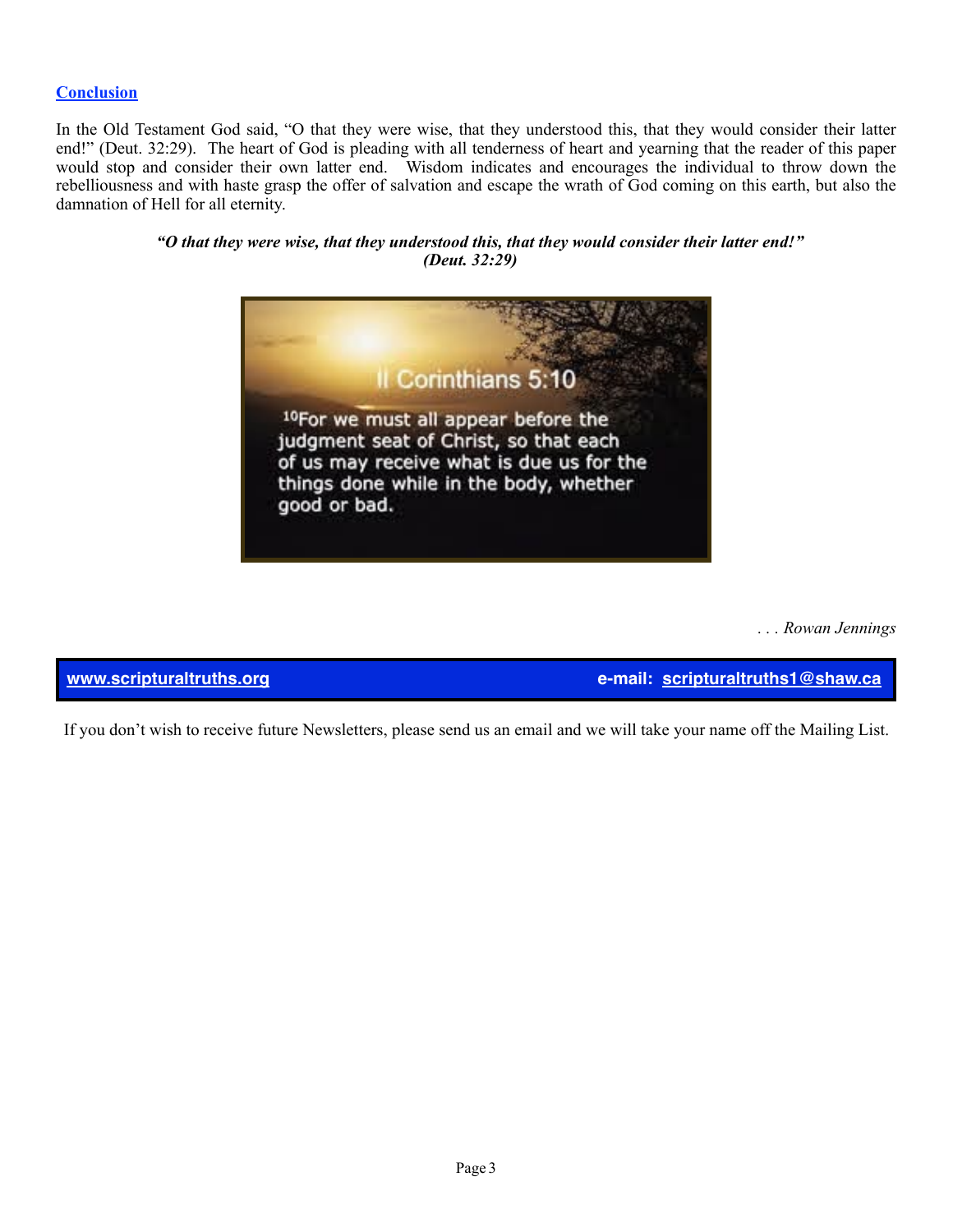## Conclusion

In the Old Testament God said, "O that they were wise, that they understood this, that they would consider their latter end!" (Deut. 32:29). The heart of God is pleading with all tenderness of heart and yearning that the reader of this paper would stop and consider their own latter end. Wisdom indicates and encourages the individual to throw down the rebelliousness and with haste grasp the offer of salvation and escape the wrath of God coming on this earth, but also the damnation of Hell for all eternity.

***"O that they were wise, that they understood this, that they would consider their latter end!" (Deut. 32:29)***

II Corinthians 5:10

10For we must all appear before the judgment seat of Christ, so that each of us may receive what is due us for the things done while in the body, whether good or bad.

*. . . Rowan Jennings*

**www.scripturaltruths.org** **e-mail: scripturaltruths1@shaw.ca**

If you don't wish to receive future Newsletters, please send us an email and we will take your name off the Mailing List.